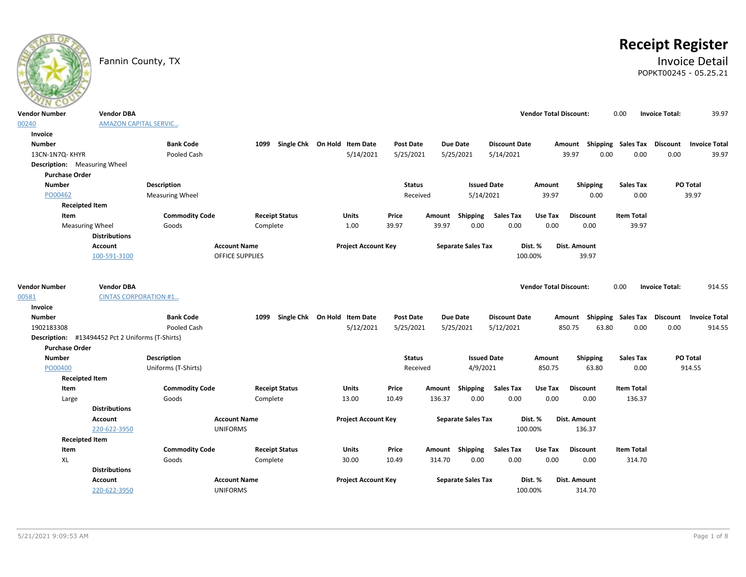# Receipt Register

Fannin County, TX

## Invoice Detail

POPKT00245 - 05.25.21

| Vendor Number | Vendor DBA | Vendor Total Discount: | Invoice Total: |
|---|---|---|---|
| 00240 | AMAZON CAPITAL SERVIC... | 0.00 | 39.97 |

**Invoice**

| Number | Bank Code | 1099 | Single Chk | On Hold | Item Date | Post Date | Due Date | Discount Date | Amount | Shipping | Sales Tax | Discount | Invoice Total |
|---|---|---|---|---|---|---|---|---|---|---|---|---|---|
| 13CN-1N7Q- KHYR | Pooled Cash | | | | 5/14/2021 | 5/25/2021 | 5/25/2021 | 5/14/2021 | 39.97 | 0.00 | 0.00 | 0.00 | 39.97 |

**Description:** Measuring Wheel

**Purchase Order**

| Number | Description | Status | Issued Date | Amount | Shipping | Sales Tax | PO Total |
|---|---|---|---|---|---|---|---|
| PO00462 | Measuring Wheel | Received | 5/14/2021 | 39.97 | 0.00 | 0.00 | 39.97 |

**Receipted Item**

| Item | Commodity Code | Receipt Status | Units | Price | Amount | Shipping | Sales Tax | Use Tax | Discount | Item Total |
|---|---|---|---|---|---|---|---|---|---|---|
| Measuring Wheel | Goods | Complete | 1.00 | 39.97 | 39.97 | 0.00 | 0.00 | 0.00 | 0.00 | 39.97 |

**Distributions**

| Account | Account Name | Project Account Key | Separate Sales Tax | Dist. % | Dist. Amount |
|---|---|---|---|---|---|
| 100-591-3100 | OFFICE SUPPLIES | | | 100.00% | 39.97 |

| Vendor Number | Vendor DBA | Vendor Total Discount: | Invoice Total: |
|---|---|---|---|
| 00581 | CINTAS CORPORATION #1... | 0.00 | 914.55 |

**Invoice**

| Number | Bank Code | 1099 | Single Chk | On Hold | Item Date | Post Date | Due Date | Discount Date | Amount | Shipping | Sales Tax | Discount | Invoice Total |
|---|---|---|---|---|---|---|---|---|---|---|---|---|---|
| 1902183308 | Pooled Cash | | | | 5/12/2021 | 5/25/2021 | 5/25/2021 | 5/12/2021 | 850.75 | 63.80 | 0.00 | 0.00 | 914.55 |

**Description:** #13494452 Pct 2 Uniforms (T-Shirts)

**Purchase Order**

| Number | Description | Status | Issued Date | Amount | Shipping | Sales Tax | PO Total |
|---|---|---|---|---|---|---|---|
| PO00400 | Uniforms (T-Shirts) | Received | 4/9/2021 | 850.75 | 63.80 | 0.00 | 914.55 |

**Receipted Item**

| Item | Commodity Code | Receipt Status | Units | Price | Amount | Shipping | Sales Tax | Use Tax | Discount | Item Total |
|---|---|---|---|---|---|---|---|---|---|---|
| Large | Goods | Complete | 13.00 | 10.49 | 136.37 | 0.00 | 0.00 | 0.00 | 0.00 | 136.37 |

**Distributions**

| Account | Account Name | Project Account Key | Separate Sales Tax | Dist. % | Dist. Amount |
|---|---|---|---|---|---|
| 220-622-3950 | UNIFORMS | | | 100.00% | 136.37 |

**Receipted Item**

| Item | Commodity Code | Receipt Status | Units | Price | Amount | Shipping | Sales Tax | Use Tax | Discount | Item Total |
|---|---|---|---|---|---|---|---|---|---|---|
| XL | Goods | Complete | 30.00 | 10.49 | 314.70 | 0.00 | 0.00 | 0.00 | 0.00 | 314.70 |

**Distributions**

| Account | Account Name | Project Account Key | Separate Sales Tax | Dist. % | Dist. Amount |
|---|---|---|---|---|---|
| 220-622-3950 | UNIFORMS | | | 100.00% | 314.70 |

5/21/2021 9:09:53 AM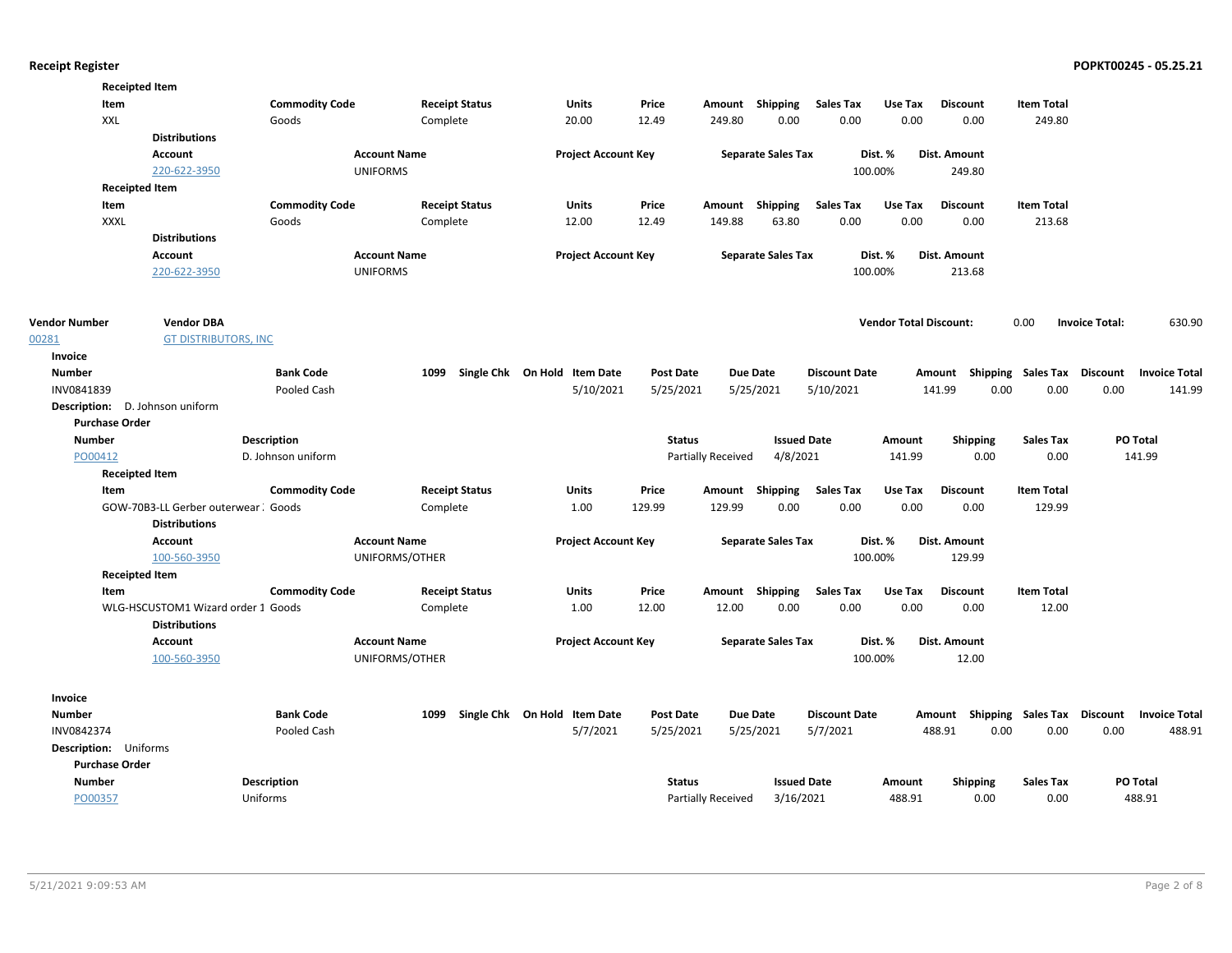**Receipted Item**

| Item | Commodity Code | Receipt Status | Units | Price | Amount | Shipping | Sales Tax | Use Tax | Discount | Item Total |
|---|---|---|---|---|---|---|---|---|---|---|
| XXL | Goods | Complete | 20.00 | 12.49 | 249.80 | 0.00 | 0.00 | 0.00 | 0.00 | 249.80 |

**Distributions**

| Account | Account Name | Project Account Key | Separate Sales Tax | Dist. % | Dist. Amount |
|---|---|---|---|---|---|
| 220-622-3950 | UNIFORMS | | | 100.00% | 249.80 |

**Receipted Item**

| Item | Commodity Code | Receipt Status | Units | Price | Amount | Shipping | Sales Tax | Use Tax | Discount | Item Total |
|---|---|---|---|---|---|---|---|---|---|---|
| XXXL | Goods | Complete | 12.00 | 12.49 | 149.88 | 63.80 | 0.00 | 0.00 | 0.00 | 213.68 |

**Distributions**

| Account | Account Name | Project Account Key | Separate Sales Tax | Dist. % | Dist. Amount |
|---|---|---|---|---|---|
| 220-622-3950 | UNIFORMS | | | 100.00% | 213.68 |

| Vendor Number | Vendor DBA | Vendor Total Discount: | 0.00 | Invoice Total: | 630.90 |
|---|---|---|---|---|---|
| 00281 | GT DISTRIBUTORS, INC | | | | |

**Invoice**

| Number | Bank Code | 1099 | Single Chk | On Hold | Item Date | Post Date | Due Date | Discount Date | Amount | Shipping | Sales Tax | Discount | Invoice Total |
|---|---|---|---|---|---|---|---|---|---|---|---|---|---|
| INV0841839 | Pooled Cash | | | | 5/10/2021 | 5/25/2021 | 5/25/2021 | 5/10/2021 | 141.99 | 0.00 | 0.00 | 0.00 | 141.99 |

**Description:** D. Johnson uniform

**Purchase Order**

| Number | Description | Status | Issued Date | Amount | Shipping | Sales Tax | PO Total |
|---|---|---|---|---|---|---|---|
| PO00412 | D. Johnson uniform | Partially Received | 4/8/2021 | 141.99 | 0.00 | 0.00 | 141.99 |

**Receipted Item**

| Item | Commodity Code | Receipt Status | Units | Price | Amount | Shipping | Sales Tax | Use Tax | Discount | Item Total |
|---|---|---|---|---|---|---|---|---|---|---|
| GOW-70B3-LL Gerber outerwear ; | Goods | Complete | 1.00 | 129.99 | 129.99 | 0.00 | 0.00 | 0.00 | 0.00 | 129.99 |

**Distributions**

| Account | Account Name | Project Account Key | Separate Sales Tax | Dist. % | Dist. Amount |
|---|---|---|---|---|---|
| 100-560-3950 | UNIFORMS/OTHER | | | 100.00% | 129.99 |

**Receipted Item**

| Item | Commodity Code | Receipt Status | Units | Price | Amount | Shipping | Sales Tax | Use Tax | Discount | Item Total |
|---|---|---|---|---|---|---|---|---|---|---|
| WLG-HSCUSTOM1 Wizard order 1 | Goods | Complete | 1.00 | 12.00 | 12.00 | 0.00 | 0.00 | 0.00 | 0.00 | 12.00 |

**Distributions**

| Account | Account Name | Project Account Key | Separate Sales Tax | Dist. % | Dist. Amount |
|---|---|---|---|---|---|
| 100-560-3950 | UNIFORMS/OTHER | | | 100.00% | 12.00 |

**Invoice**

| Number | Bank Code | 1099 | Single Chk | On Hold | Item Date | Post Date | Due Date | Discount Date | Amount | Shipping | Sales Tax | Discount | Invoice Total |
|---|---|---|---|---|---|---|---|---|---|---|---|---|---|
| INV0842374 | Pooled Cash | | | | 5/7/2021 | 5/25/2021 | 5/25/2021 | 5/7/2021 | 488.91 | 0.00 | 0.00 | 0.00 | 488.91 |

**Description:** Uniforms

**Purchase Order**

| Number | Description | Status | Issued Date | Amount | Shipping | Sales Tax | PO Total |
|---|---|---|---|---|---|---|---|
| PO00357 | Uniforms | Partially Received | 3/16/2021 | 488.91 | 0.00 | 0.00 | 488.91 |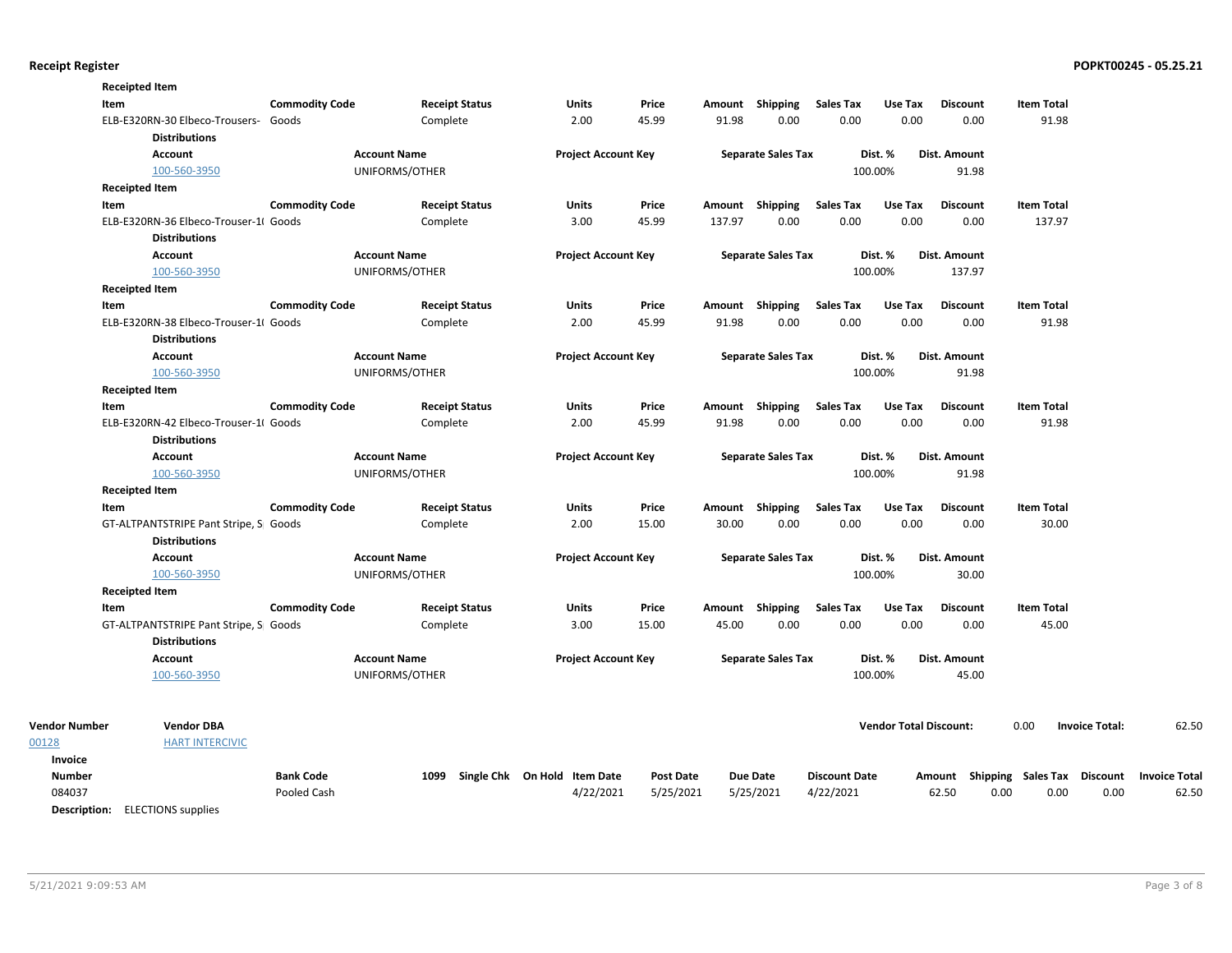**Receipted Item**

| Item | Commodity Code | Receipt Status | Units | Price | Amount | Shipping | Sales Tax | Use Tax | Discount | Item Total |
|---|---|---|---|---|---|---|---|---|---|---|
| ELB-E320RN-30 Elbeco-Trousers- | Goods | Complete | 2.00 | 45.99 | 91.98 | 0.00 | 0.00 | 0.00 | 0.00 | 91.98 |

**Distributions**

| Account | Account Name | Project Account Key | Separate Sales Tax | Dist. % | Dist. Amount |
|---|---|---|---|---|---|
| 100-560-3950 | UNIFORMS/OTHER | | | 100.00% | 91.98 |

**Receipted Item**

| Item | Commodity Code | Receipt Status | Units | Price | Amount | Shipping | Sales Tax | Use Tax | Discount | Item Total |
|---|---|---|---|---|---|---|---|---|---|---|
| ELB-E320RN-36 Elbeco-Trouser-1( | Goods | Complete | 3.00 | 45.99 | 137.97 | 0.00 | 0.00 | 0.00 | 0.00 | 137.97 |

**Distributions**

| Account | Account Name | Project Account Key | Separate Sales Tax | Dist. % | Dist. Amount |
|---|---|---|---|---|---|
| 100-560-3950 | UNIFORMS/OTHER | | | 100.00% | 137.97 |

**Receipted Item**

| Item | Commodity Code | Receipt Status | Units | Price | Amount | Shipping | Sales Tax | Use Tax | Discount | Item Total |
|---|---|---|---|---|---|---|---|---|---|---|
| ELB-E320RN-38 Elbeco-Trouser-1( | Goods | Complete | 2.00 | 45.99 | 91.98 | 0.00 | 0.00 | 0.00 | 0.00 | 91.98 |

**Distributions**

| Account | Account Name | Project Account Key | Separate Sales Tax | Dist. % | Dist. Amount |
|---|---|---|---|---|---|
| 100-560-3950 | UNIFORMS/OTHER | | | 100.00% | 91.98 |

**Receipted Item**

| Item | Commodity Code | Receipt Status | Units | Price | Amount | Shipping | Sales Tax | Use Tax | Discount | Item Total |
|---|---|---|---|---|---|---|---|---|---|---|
| ELB-E320RN-42 Elbeco-Trouser-1( | Goods | Complete | 2.00 | 45.99 | 91.98 | 0.00 | 0.00 | 0.00 | 0.00 | 91.98 |

**Distributions**

| Account | Account Name | Project Account Key | Separate Sales Tax | Dist. % | Dist. Amount |
|---|---|---|---|---|---|
| 100-560-3950 | UNIFORMS/OTHER | | | 100.00% | 91.98 |

**Receipted Item**

| Item | Commodity Code | Receipt Status | Units | Price | Amount | Shipping | Sales Tax | Use Tax | Discount | Item Total |
|---|---|---|---|---|---|---|---|---|---|---|
| GT-ALTPANTSTRIPE Pant Stripe, S | Goods | Complete | 2.00 | 15.00 | 30.00 | 0.00 | 0.00 | 0.00 | 0.00 | 30.00 |

**Distributions**

| Account | Account Name | Project Account Key | Separate Sales Tax | Dist. % | Dist. Amount |
|---|---|---|---|---|---|
| 100-560-3950 | UNIFORMS/OTHER | | | 100.00% | 30.00 |

**Receipted Item**

| Item | Commodity Code | Receipt Status | Units | Price | Amount | Shipping | Sales Tax | Use Tax | Discount | Item Total |
|---|---|---|---|---|---|---|---|---|---|---|
| GT-ALTPANTSTRIPE Pant Stripe, S | Goods | Complete | 3.00 | 15.00 | 45.00 | 0.00 | 0.00 | 0.00 | 0.00 | 45.00 |

**Distributions**

| Account | Account Name | Project Account Key | Separate Sales Tax | Dist. % | Dist. Amount |
|---|---|---|---|---|---|
| 100-560-3950 | UNIFORMS/OTHER | | | 100.00% | 45.00 |

| Vendor Number | Vendor DBA | Vendor Total Discount: | Invoice Total: |
|---|---|---|---|
| 00128 | HART INTERCIVIC | 0.00 | 62.50 |

**Invoice**

| Number | Bank Code | 1099 | Single Chk | On Hold | Item Date | Post Date | Due Date | Discount Date | Amount | Shipping | Sales Tax | Discount | Invoice Total |
|---|---|---|---|---|---|---|---|---|---|---|---|---|---|
| 084037 | Pooled Cash | | | | 4/22/2021 | 5/25/2021 | 5/25/2021 | 4/22/2021 | 62.50 | 0.00 | 0.00 | 0.00 | 62.50 |

**Description:** ELECTIONS supplies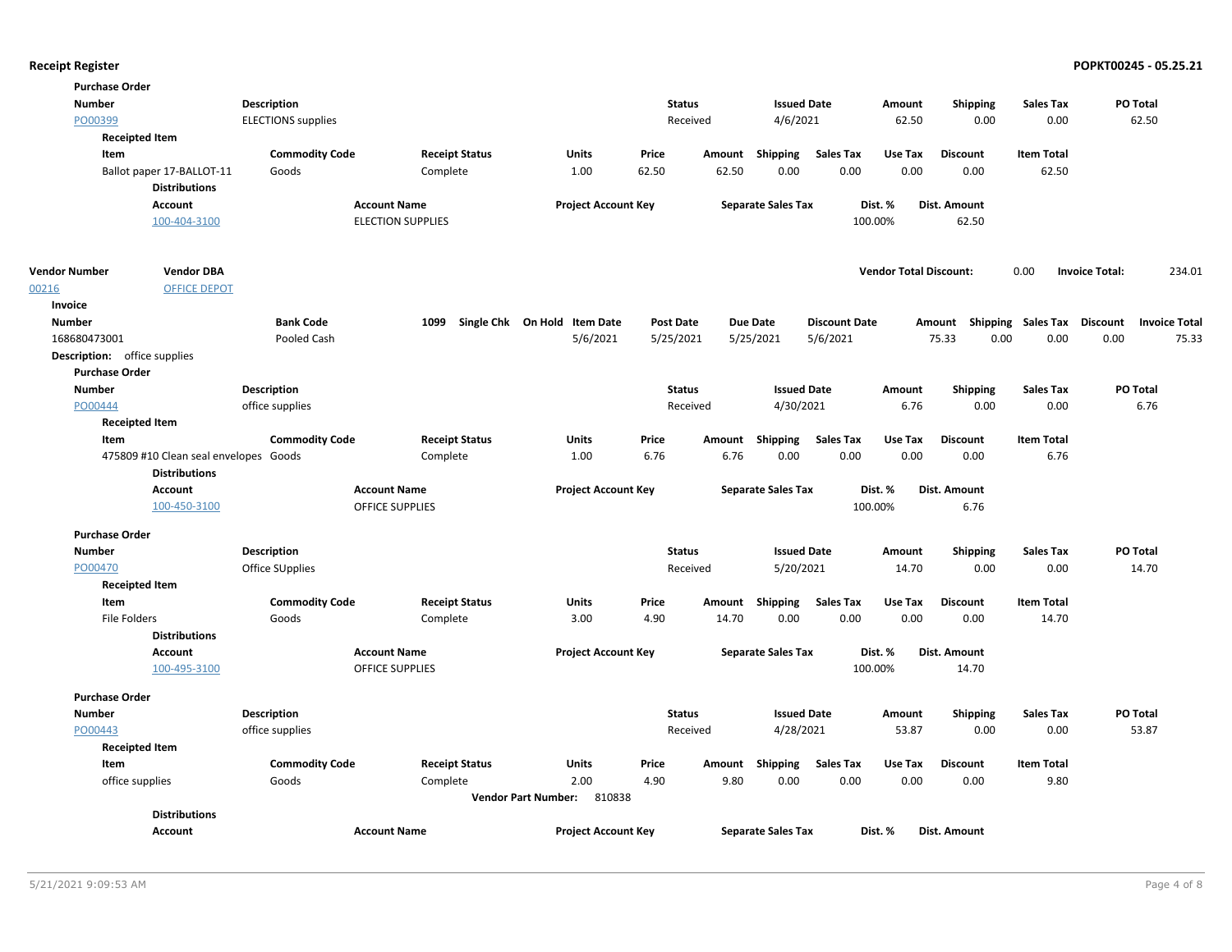**Purchase Order**

| Number | Description | Status | Issued Date | Amount | Shipping | Sales Tax | PO Total |
|---|---|---|---|---|---|---|---|
| PO00399 | ELECTIONS supplies | Received | 4/6/2021 | 62.50 | 0.00 | 0.00 | 62.50 |

**Receipted Item**

| Item | Commodity Code | Receipt Status | Units | Price | Amount | Shipping | Sales Tax | Use Tax | Discount | Item Total |
|---|---|---|---|---|---|---|---|---|---|---|
| Ballot paper 17-BALLOT-11 | Goods | Complete | 1.00 | 62.50 | 62.50 | 0.00 | 0.00 | 0.00 | 0.00 | 62.50 |

**Distributions**

| Account | Account Name | Project Account Key | Separate Sales Tax | Dist. % | Dist. Amount |
|---|---|---|---|---|---|
| 100-404-3100 | ELECTION SUPPLIES | | | 100.00% | 62.50 |

| Vendor Number | Vendor DBA | Vendor Total Discount: | 0.00 | Invoice Total: | 234.01 |
|---|---|---|---|---|---|
| 00216 | OFFICE DEPOT | | | | |

**Invoice**

| Number | Bank Code | 1099 | Single Chk | On Hold | Item Date | Post Date | Due Date | Discount Date | Amount | Shipping | Sales Tax | Discount | Invoice Total |
|---|---|---|---|---|---|---|---|---|---|---|---|---|---|
| 168680473001 | Pooled Cash | | | | 5/6/2021 | 5/25/2021 | 5/25/2021 | 5/6/2021 | 75.33 | 0.00 | 0.00 | 0.00 | 75.33 |

**Description:** office supplies

**Purchase Order**

| Number | Description | Status | Issued Date | Amount | Shipping | Sales Tax | PO Total |
|---|---|---|---|---|---|---|---|
| PO00444 | office supplies | Received | 4/30/2021 | 6.76 | 0.00 | 0.00 | 6.76 |

**Receipted Item**

| Item | Commodity Code | Receipt Status | Units | Price | Amount | Shipping | Sales Tax | Use Tax | Discount | Item Total |
|---|---|---|---|---|---|---|---|---|---|---|
| 475809 #10 Clean seal envelopes | Goods | Complete | 1.00 | 6.76 | 6.76 | 0.00 | 0.00 | 0.00 | 0.00 | 6.76 |

**Distributions**

| Account | Account Name | Project Account Key | Separate Sales Tax | Dist. % | Dist. Amount |
|---|---|---|---|---|---|
| 100-450-3100 | OFFICE SUPPLIES | | | 100.00% | 6.76 |

**Purchase Order**

| Number | Description | Status | Issued Date | Amount | Shipping | Sales Tax | PO Total |
|---|---|---|---|---|---|---|---|
| PO00470 | Office SUpplies | Received | 5/20/2021 | 14.70 | 0.00 | 0.00 | 14.70 |

**Receipted Item**

| Item | Commodity Code | Receipt Status | Units | Price | Amount | Shipping | Sales Tax | Use Tax | Discount | Item Total |
|---|---|---|---|---|---|---|---|---|---|---|
| File Folders | Goods | Complete | 3.00 | 4.90 | 14.70 | 0.00 | 0.00 | 0.00 | 0.00 | 14.70 |

**Distributions**

| Account | Account Name | Project Account Key | Separate Sales Tax | Dist. % | Dist. Amount |
|---|---|---|---|---|---|
| 100-495-3100 | OFFICE SUPPLIES | | | 100.00% | 14.70 |

**Purchase Order**

| Number | Description | Status | Issued Date | Amount | Shipping | Sales Tax | PO Total |
|---|---|---|---|---|---|---|---|
| PO00443 | office supplies | Received | 4/28/2021 | 53.87 | 0.00 | 0.00 | 53.87 |

**Receipted Item**

| Item | Commodity Code | Receipt Status | Units | Price | Amount | Shipping | Sales Tax | Use Tax | Discount | Item Total |
|---|---|---|---|---|---|---|---|---|---|---|
| office supplies | Goods | Complete | 2.00 | 4.90 | 9.80 | 0.00 | 0.00 | 0.00 | 0.00 | 9.80 |

**Vendor Part Number:** 810838

**Distributions**

| Account | Account Name | Project Account Key | Separate Sales Tax | Dist. % | Dist. Amount |
|---|---|---|---|---|---|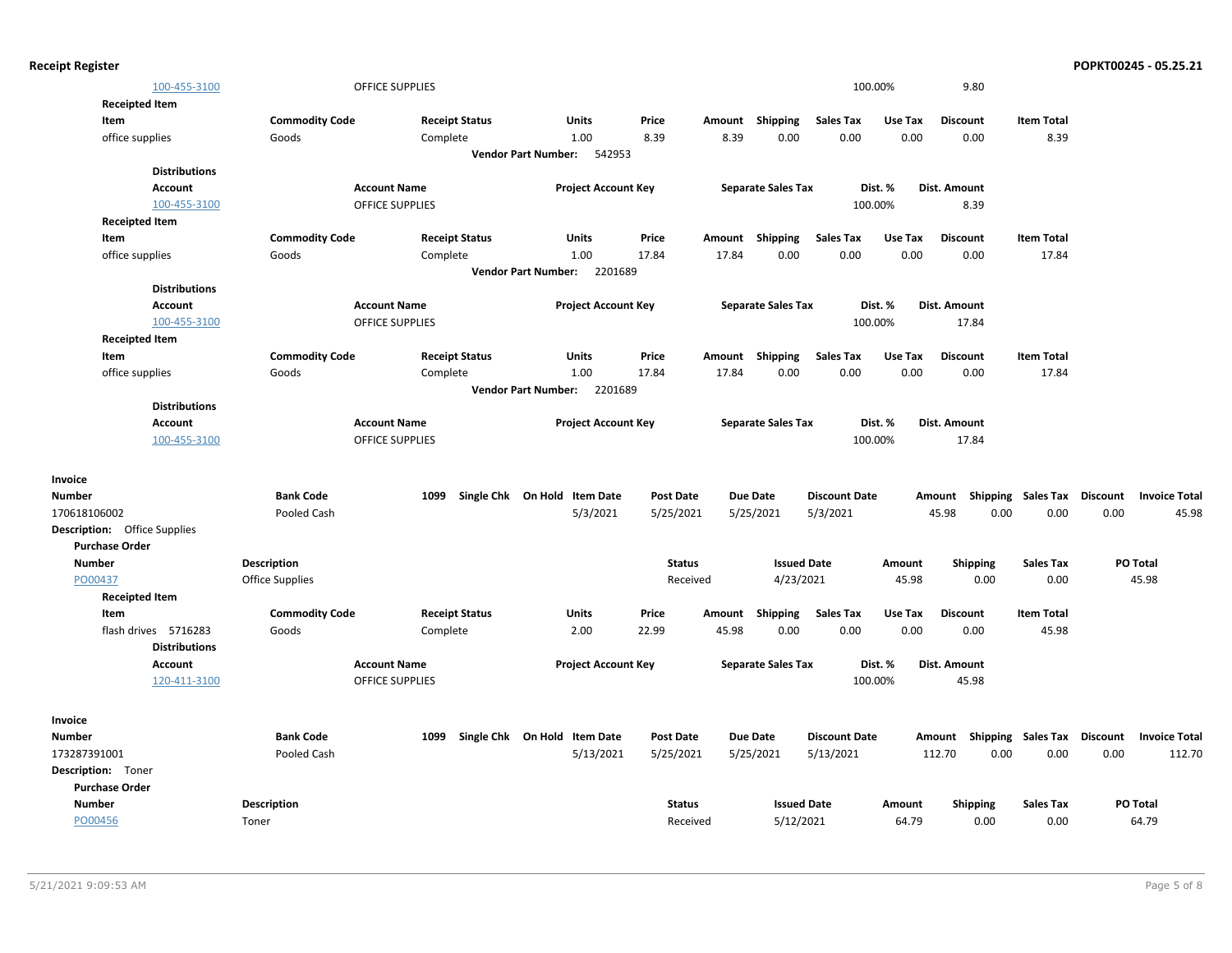| Account | Account Name | Project Account Key | Separate Sales Tax | Dist. % | Dist. Amount |
|---|---|---|---|---|---|
| 100-455-3100 | OFFICE SUPPLIES | | | 100.00% | 9.80 |

**Receipted Item**

| Item | Commodity Code | Receipt Status | Units | Price | Amount | Shipping | Sales Tax | Use Tax | Discount | Item Total |
|---|---|---|---|---|---|---|---|---|---|---|
| office supplies | Goods | Complete | 1.00 | 8.39 | 8.39 | 0.00 | 0.00 | 0.00 | 0.00 | 8.39 |

**Vendor Part Number:** 542953

**Distributions**

| Account | Account Name | Project Account Key | Separate Sales Tax | Dist. % | Dist. Amount |
|---|---|---|---|---|---|
| 100-455-3100 | OFFICE SUPPLIES | | | 100.00% | 8.39 |

**Receipted Item**

| Item | Commodity Code | Receipt Status | Units | Price | Amount | Shipping | Sales Tax | Use Tax | Discount | Item Total |
|---|---|---|---|---|---|---|---|---|---|---|
| office supplies | Goods | Complete | 1.00 | 17.84 | 17.84 | 0.00 | 0.00 | 0.00 | 0.00 | 17.84 |

**Vendor Part Number:** 2201689

**Distributions**

| Account | Account Name | Project Account Key | Separate Sales Tax | Dist. % | Dist. Amount |
|---|---|---|---|---|---|
| 100-455-3100 | OFFICE SUPPLIES | | | 100.00% | 17.84 |

**Receipted Item**

| Item | Commodity Code | Receipt Status | Units | Price | Amount | Shipping | Sales Tax | Use Tax | Discount | Item Total |
|---|---|---|---|---|---|---|---|---|---|---|
| office supplies | Goods | Complete | 1.00 | 17.84 | 17.84 | 0.00 | 0.00 | 0.00 | 0.00 | 17.84 |

**Vendor Part Number:** 2201689

**Distributions**

| Account | Account Name | Project Account Key | Separate Sales Tax | Dist. % | Dist. Amount |
|---|---|---|---|---|---|
| 100-455-3100 | OFFICE SUPPLIES | | | 100.00% | 17.84 |

**Invoice**

| Number | Bank Code | 1099 | Single Chk | On Hold | Item Date | Post Date | Due Date | Discount Date | Amount | Shipping | Sales Tax | Discount | Invoice Total |
|---|---|---|---|---|---|---|---|---|---|---|---|---|---|
| 170618106002 | Pooled Cash | | | | 5/3/2021 | 5/25/2021 | 5/25/2021 | 5/3/2021 | 45.98 | 0.00 | 0.00 | 0.00 | 45.98 |

**Description:** Office Supplies

**Purchase Order**

| Number | Description | Status | Issued Date | Amount | Shipping | Sales Tax | PO Total |
|---|---|---|---|---|---|---|---|
| PO00437 | Office Supplies | Received | 4/23/2021 | 45.98 | 0.00 | 0.00 | 45.98 |

**Receipted Item**

| Item | Commodity Code | Receipt Status | Units | Price | Amount | Shipping | Sales Tax | Use Tax | Discount | Item Total |
|---|---|---|---|---|---|---|---|---|---|---|
| flash drives 5716283 | Goods | Complete | 2.00 | 22.99 | 45.98 | 0.00 | 0.00 | 0.00 | 0.00 | 45.98 |

**Distributions**

| Account | Account Name | Project Account Key | Separate Sales Tax | Dist. % | Dist. Amount |
|---|---|---|---|---|---|
| 120-411-3100 | OFFICE SUPPLIES | | | 100.00% | 45.98 |

**Invoice**

| Number | Bank Code | 1099 | Single Chk | On Hold | Item Date | Post Date | Due Date | Discount Date | Amount | Shipping | Sales Tax | Discount | Invoice Total |
|---|---|---|---|---|---|---|---|---|---|---|---|---|---|
| 173287391001 | Pooled Cash | | | | 5/13/2021 | 5/25/2021 | 5/25/2021 | 5/13/2021 | 112.70 | 0.00 | 0.00 | 0.00 | 112.70 |

**Description:** Toner

**Purchase Order**

| Number | Description | Status | Issued Date | Amount | Shipping | Sales Tax | PO Total |
|---|---|---|---|---|---|---|---|
| PO00456 | Toner | Received | 5/12/2021 | 64.79 | 0.00 | 0.00 | 64.79 |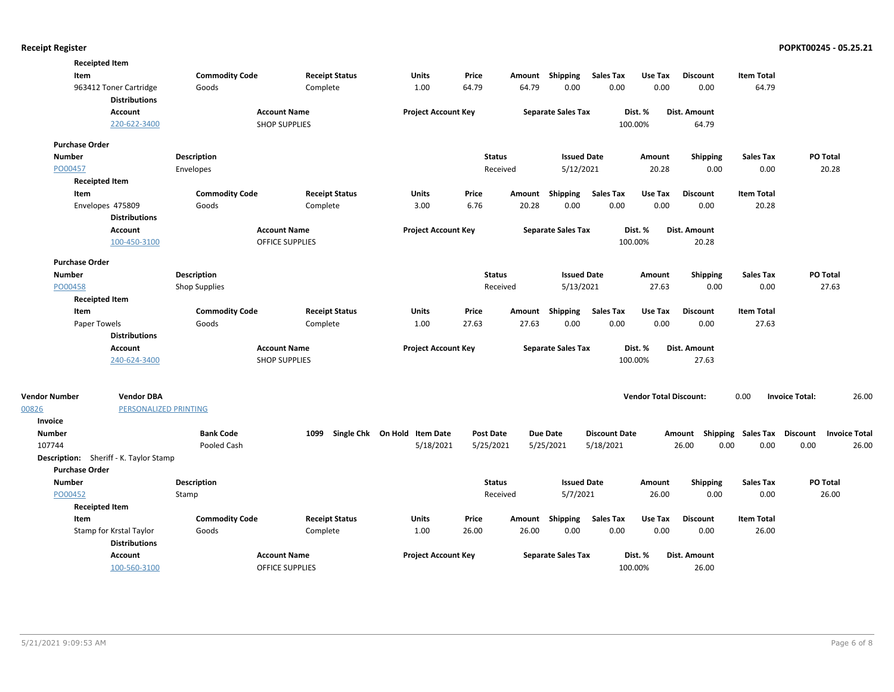**Receipted Item**

| Item | Commodity Code | Receipt Status | Units | Price | Amount | Shipping | Sales Tax | Use Tax | Discount | Item Total |
|---|---|---|---|---|---|---|---|---|---|---|
| 963412 Toner Cartridge | Goods | Complete | 1.00 | 64.79 | 64.79 | 0.00 | 0.00 | 0.00 | 0.00 | 64.79 |

**Distributions**

| Account | Account Name | Project Account Key | Separate Sales Tax | Dist. % | Dist. Amount |
|---|---|---|---|---|---|
| 220-622-3400 | SHOP SUPPLIES | | | 100.00% | 64.79 |

**Purchase Order**

| Number | Description | Status | Issued Date | Amount | Shipping | Sales Tax | PO Total |
|---|---|---|---|---|---|---|---|
| PO00457 | Envelopes | Received | 5/12/2021 | 20.28 | 0.00 | 0.00 | 20.28 |

**Receipted Item**

| Item | Commodity Code | Receipt Status | Units | Price | Amount | Shipping | Sales Tax | Use Tax | Discount | Item Total |
|---|---|---|---|---|---|---|---|---|---|---|
| Envelopes 475809 | Goods | Complete | 3.00 | 6.76 | 20.28 | 0.00 | 0.00 | 0.00 | 0.00 | 20.28 |

**Distributions**

| Account | Account Name | Project Account Key | Separate Sales Tax | Dist. % | Dist. Amount |
|---|---|---|---|---|---|
| 100-450-3100 | OFFICE SUPPLIES | | | 100.00% | 20.28 |

**Purchase Order**

| Number | Description | Status | Issued Date | Amount | Shipping | Sales Tax | PO Total |
|---|---|---|---|---|---|---|---|
| PO00458 | Shop Supplies | Received | 5/13/2021 | 27.63 | 0.00 | 0.00 | 27.63 |

**Receipted Item**

| Item | Commodity Code | Receipt Status | Units | Price | Amount | Shipping | Sales Tax | Use Tax | Discount | Item Total |
|---|---|---|---|---|---|---|---|---|---|---|
| Paper Towels | Goods | Complete | 1.00 | 27.63 | 27.63 | 0.00 | 0.00 | 0.00 | 0.00 | 27.63 |

**Distributions**

| Account | Account Name | Project Account Key | Separate Sales Tax | Dist. % | Dist. Amount |
|---|---|---|---|---|---|
| 240-624-3400 | SHOP SUPPLIES | | | 100.00% | 27.63 |

| Vendor Number | Vendor DBA | Vendor Total Discount: | Invoice Total: |
|---|---|---|---|
| 00826 | PERSONALIZED PRINTING | 0.00 | 26.00 |

**Invoice**

| Number | Bank Code | 1099 | Single Chk | On Hold | Item Date | Post Date | Due Date | Discount Date | Amount | Shipping | Sales Tax | Discount | Invoice Total |
|---|---|---|---|---|---|---|---|---|---|---|---|---|---|
| 107744 | Pooled Cash | | | | 5/18/2021 | 5/25/2021 | 5/25/2021 | 5/18/2021 | 26.00 | 0.00 | 0.00 | 0.00 | 26.00 |

**Description:** Sheriff - K. Taylor Stamp

**Purchase Order**

| Number | Description | Status | Issued Date | Amount | Shipping | Sales Tax | PO Total |
|---|---|---|---|---|---|---|---|
| PO00452 | Stamp | Received | 5/7/2021 | 26.00 | 0.00 | 0.00 | 26.00 |

**Receipted Item**

| Item | Commodity Code | Receipt Status | Units | Price | Amount | Shipping | Sales Tax | Use Tax | Discount | Item Total |
|---|---|---|---|---|---|---|---|---|---|---|
| Stamp for Krstal Taylor | Goods | Complete | 1.00 | 26.00 | 26.00 | 0.00 | 0.00 | 0.00 | 0.00 | 26.00 |

**Distributions**

| Account | Account Name | Project Account Key | Separate Sales Tax | Dist. % | Dist. Amount |
|---|---|---|---|---|---|
| 100-560-3100 | OFFICE SUPPLIES | | | 100.00% | 26.00 |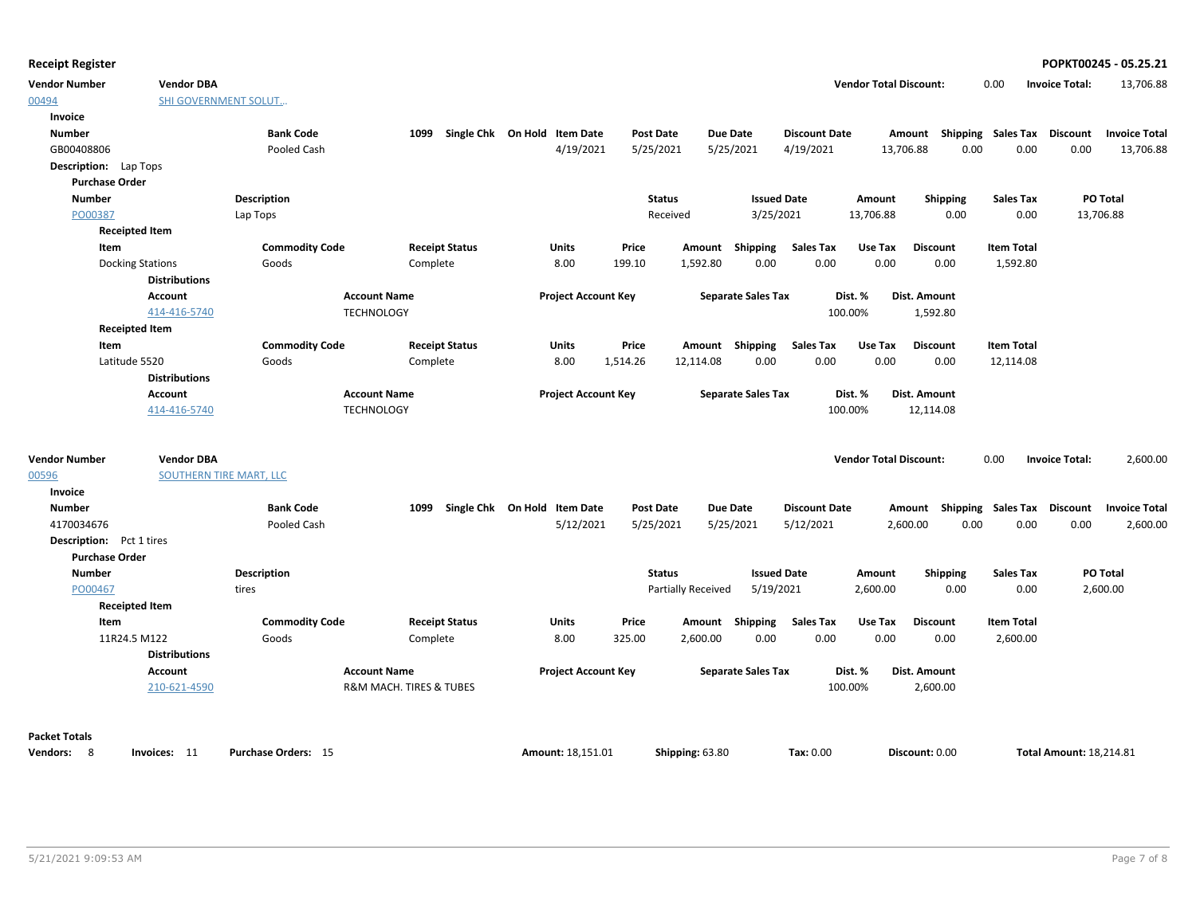**Receipt Register** **POPKT00245 - 05.25.21**

| Vendor Number | Vendor DBA | Vendor Total Discount: | Invoice Total: |
|---|---|---|---|
| 00494 | SHI GOVERNMENT SOLUT... | 0.00 | 13,706.88 |

**Invoice**

| Number | Bank Code | 1099 | Single Chk | On Hold | Item Date | Post Date | Due Date | Discount Date | Amount | Shipping | Sales Tax | Discount | Invoice Total |
|---|---|---|---|---|---|---|---|---|---|---|---|---|---|
| GB00408806 | Pooled Cash | | | | 4/19/2021 | 5/25/2021 | 5/25/2021 | 4/19/2021 | 13,706.88 | 0.00 | 0.00 | 0.00 | 13,706.88 |

**Description:** Lap Tops

**Purchase Order**

| Number | Description | Status | Issued Date | Amount | Shipping | Sales Tax | PO Total |
|---|---|---|---|---|---|---|---|
| PO00387 | Lap Tops | Received | 3/25/2021 | 13,706.88 | 0.00 | 0.00 | 13,706.88 |

**Receipted Item**

| Item | Commodity Code | Receipt Status | Units | Price | Amount | Shipping | Sales Tax | Use Tax | Discount | Item Total |
|---|---|---|---|---|---|---|---|---|---|---|
| Docking Stations | Goods | Complete | 8.00 | 199.10 | 1,592.80 | 0.00 | 0.00 | 0.00 | 0.00 | 1,592.80 |

**Distributions**

| Account | Account Name | Project Account Key | Separate Sales Tax | Dist. % | Dist. Amount |
|---|---|---|---|---|---|
| 414-416-5740 | TECHNOLOGY | | | 100.00% | 1,592.80 |

**Receipted Item**

| Item | Commodity Code | Receipt Status | Units | Price | Amount | Shipping | Sales Tax | Use Tax | Discount | Item Total |
|---|---|---|---|---|---|---|---|---|---|---|
| Latitude 5520 | Goods | Complete | 8.00 | 1,514.26 | 12,114.08 | 0.00 | 0.00 | 0.00 | 0.00 | 12,114.08 |

**Distributions**

| Account | Account Name | Project Account Key | Separate Sales Tax | Dist. % | Dist. Amount |
|---|---|---|---|---|---|
| 414-416-5740 | TECHNOLOGY | | | 100.00% | 12,114.08 |

| Vendor Number | Vendor DBA | Vendor Total Discount: | Invoice Total: |
|---|---|---|---|
| 00596 | SOUTHERN TIRE MART, LLC | 0.00 | 2,600.00 |

**Invoice**

| Number | Bank Code | 1099 | Single Chk | On Hold | Item Date | Post Date | Due Date | Discount Date | Amount | Shipping | Sales Tax | Discount | Invoice Total |
|---|---|---|---|---|---|---|---|---|---|---|---|---|---|
| 4170034676 | Pooled Cash | | | | 5/12/2021 | 5/25/2021 | 5/25/2021 | 5/12/2021 | 2,600.00 | 0.00 | 0.00 | 0.00 | 2,600.00 |

**Description:** Pct 1 tires

**Purchase Order**

| Number | Description | Status | Issued Date | Amount | Shipping | Sales Tax | PO Total |
|---|---|---|---|---|---|---|---|
| PO00467 | tires | Partially Received | 5/19/2021 | 2,600.00 | 0.00 | 0.00 | 2,600.00 |

**Receipted Item**

| Item | Commodity Code | Receipt Status | Units | Price | Amount | Shipping | Sales Tax | Use Tax | Discount | Item Total |
|---|---|---|---|---|---|---|---|---|---|---|
| 11R24.5 M122 | Goods | Complete | 8.00 | 325.00 | 2,600.00 | 0.00 | 0.00 | 0.00 | 0.00 | 2,600.00 |

**Distributions**

| Account | Account Name | Project Account Key | Separate Sales Tax | Dist. % | Dist. Amount |
|---|---|---|---|---|---|
| 210-621-4590 | R&M MACH. TIRES & TUBES | | | 100.00% | 2,600.00 |

**Packet Totals**

| Vendors: | Invoices: | Purchase Orders: | Amount: | Shipping: | Tax: | Discount: | Total Amount: |
|---|---|---|---|---|---|---|---|
| 8 | 11 | 15 | 18,151.01 | 63.80 | 0.00 | 0.00 | 18,214.81 |

5/21/2021 9:09:53 AM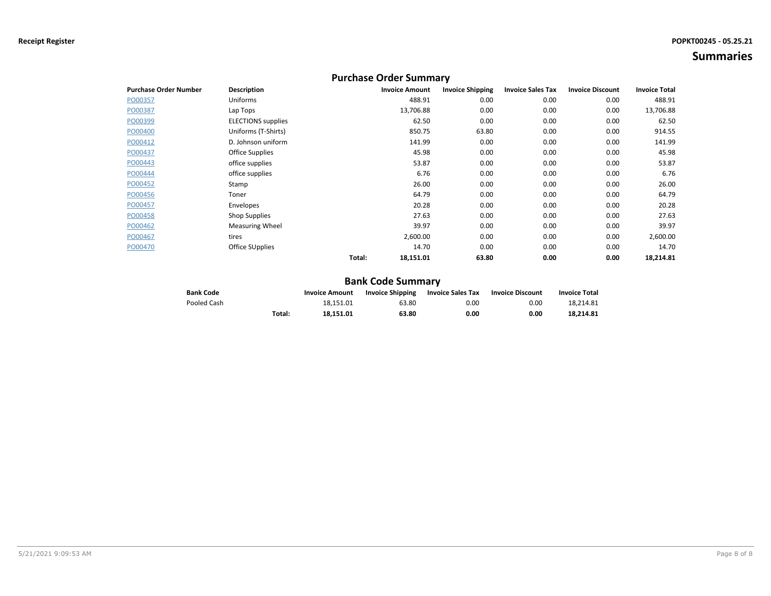# Summaries

## Purchase Order Summary

| Purchase Order Number | Description | | Invoice Amount | Invoice Shipping | Invoice Sales Tax | Invoice Discount | Invoice Total |
|---|---|---|---|---|---|---|---|
| PO00357 | Uniforms | | 488.91 | 0.00 | 0.00 | 0.00 | 488.91 |
| PO00387 | Lap Tops | | 13,706.88 | 0.00 | 0.00 | 0.00 | 13,706.88 |
| PO00399 | ELECTIONS supplies | | 62.50 | 0.00 | 0.00 | 0.00 | 62.50 |
| PO00400 | Uniforms (T-Shirts) | | 850.75 | 63.80 | 0.00 | 0.00 | 914.55 |
| PO00412 | D. Johnson uniform | | 141.99 | 0.00 | 0.00 | 0.00 | 141.99 |
| PO00437 | Office Supplies | | 45.98 | 0.00 | 0.00 | 0.00 | 45.98 |
| PO00443 | office supplies | | 53.87 | 0.00 | 0.00 | 0.00 | 53.87 |
| PO00444 | office supplies | | 6.76 | 0.00 | 0.00 | 0.00 | 6.76 |
| PO00452 | Stamp | | 26.00 | 0.00 | 0.00 | 0.00 | 26.00 |
| PO00456 | Toner | | 64.79 | 0.00 | 0.00 | 0.00 | 64.79 |
| PO00457 | Envelopes | | 20.28 | 0.00 | 0.00 | 0.00 | 20.28 |
| PO00458 | Shop Supplies | | 27.63 | 0.00 | 0.00 | 0.00 | 27.63 |
| PO00462 | Measuring Wheel | | 39.97 | 0.00 | 0.00 | 0.00 | 39.97 |
| PO00467 | tires | | 2,600.00 | 0.00 | 0.00 | 0.00 | 2,600.00 |
| PO00470 | Office SUpplies | | 14.70 | 0.00 | 0.00 | 0.00 | 14.70 |
| | | **Total:** | **18,151.01** | **63.80** | **0.00** | **0.00** | **18,214.81** |

## Bank Code Summary

| Bank Code | | Invoice Amount | Invoice Shipping | Invoice Sales Tax | Invoice Discount | Invoice Total |
|---|---|---|---|---|---|---|
| Pooled Cash | | 18,151.01 | 63.80 | 0.00 | 0.00 | 18,214.81 |
| | **Total:** | **18,151.01** | **63.80** | **0.00** | **0.00** | **18,214.81** |